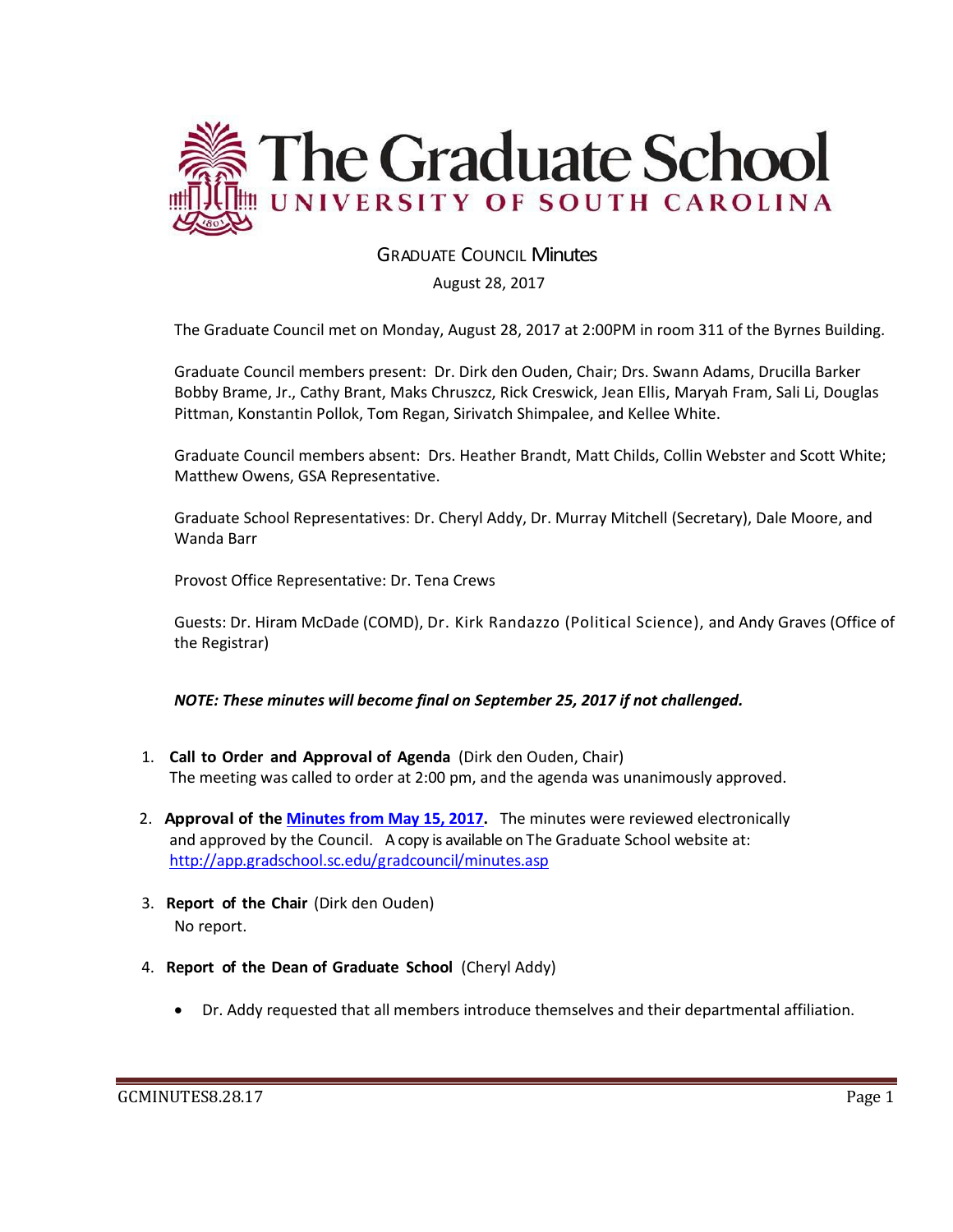# The Graduate School
## UNIVERSITY OF SOUTH CAROLINA

### GRADUATE COUNCIL Minutes

August 28, 2017

The Graduate Council met on Monday, August 28, 2017 at 2:00PM in room 311 of the Byrnes Building.

Graduate Council members present: Dr. Dirk den Ouden, Chair; Drs. Swann Adams, Drucilla Barker Bobby Brame, Jr., Cathy Brant, Maks Chruszcz, Rick Creswick, Jean Ellis, Maryah Fram, Sali Li, Douglas Pittman, Konstantin Pollok, Tom Regan, Sirivatch Shimpalee, and Kellee White.

Graduate Council members absent: Drs. Heather Brandt, Matt Childs, Collin Webster and Scott White; Matthew Owens, GSA Representative.

Graduate School Representatives: Dr. Cheryl Addy, Dr. Murray Mitchell (Secretary), Dale Moore, and Wanda Barr

Provost Office Representative: Dr. Tena Crews

Guests: Dr. Hiram McDade (COMD), Dr. Kirk Randazzo (Political Science), and Andy Graves (Office of the Registrar)

***NOTE: These minutes will become final on September 25, 2017 if not challenged.***

1. **Call to Order and Approval of Agenda** (Dirk den Ouden, Chair)
   The meeting was called to order at 2:00 pm, and the agenda was unanimously approved.

2. **Approval of the [Minutes from May 15, 2017](http://app.gradschool.sc.edu/gradcouncil/minutes.asp).** The minutes were reviewed electronically and approved by the Council. A copy is available on The Graduate School website at: http://app.gradschool.sc.edu/gradcouncil/minutes.asp

3. **Report of the Chair** (Dirk den Ouden)
   No report.

4. **Report of the Dean of Graduate School** (Cheryl Addy)

   - Dr. Addy requested that all members introduce themselves and their departmental affiliation.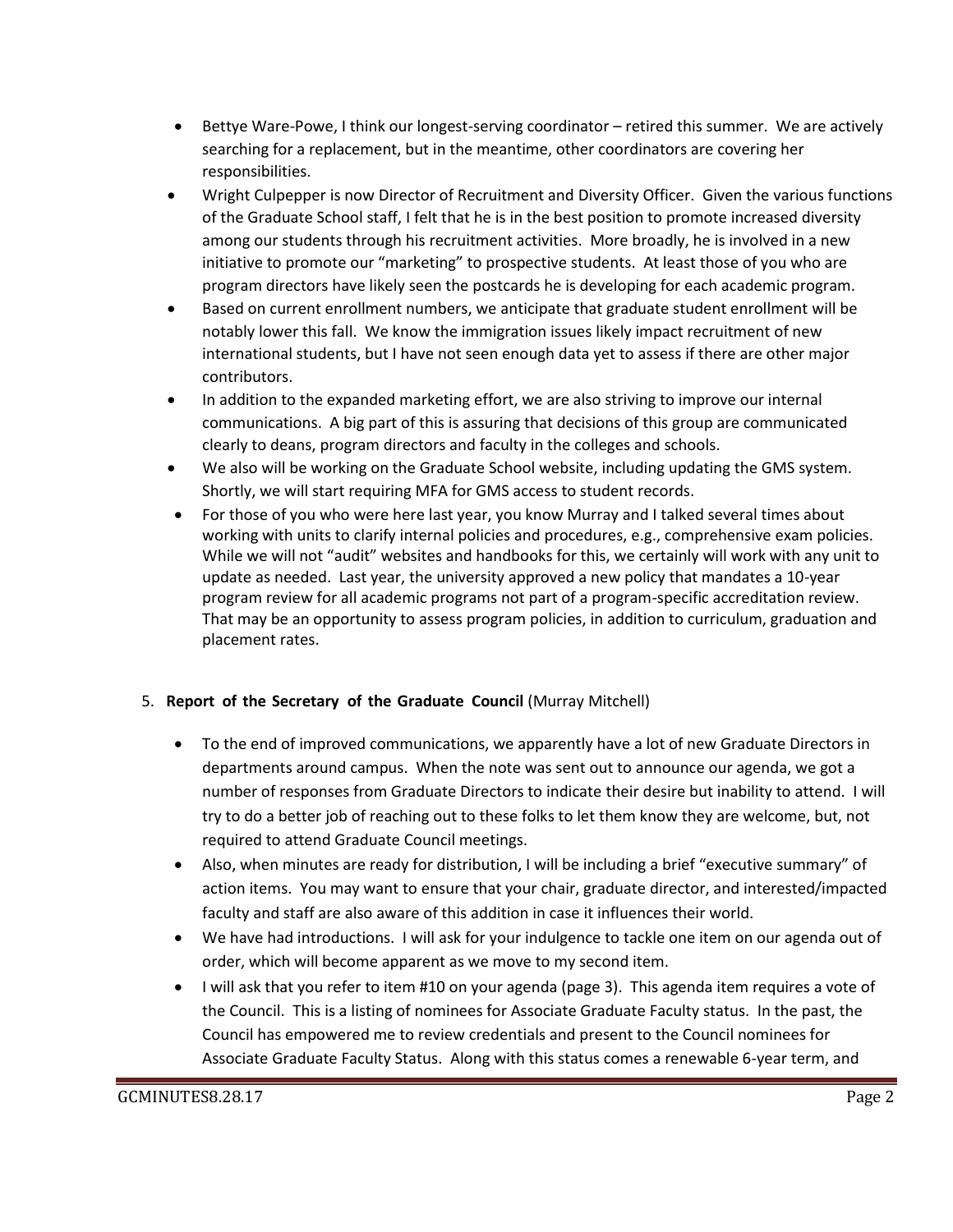- Bettye Ware-Powe, I think our longest-serving coordinator – retired this summer. We are actively searching for a replacement, but in the meantime, other coordinators are covering her responsibilities.
- Wright Culpepper is now Director of Recruitment and Diversity Officer. Given the various functions of the Graduate School staff, I felt that he is in the best position to promote increased diversity among our students through his recruitment activities. More broadly, he is involved in a new initiative to promote our "marketing" to prospective students. At least those of you who are program directors have likely seen the postcards he is developing for each academic program.
- Based on current enrollment numbers, we anticipate that graduate student enrollment will be notably lower this fall. We know the immigration issues likely impact recruitment of new international students, but I have not seen enough data yet to assess if there are other major contributors.
- In addition to the expanded marketing effort, we are also striving to improve our internal communications. A big part of this is assuring that decisions of this group are communicated clearly to deans, program directors and faculty in the colleges and schools.
- We also will be working on the Graduate School website, including updating the GMS system. Shortly, we will start requiring MFA for GMS access to student records.
- For those of you who were here last year, you know Murray and I talked several times about working with units to clarify internal policies and procedures, e.g., comprehensive exam policies. While we will not "audit" websites and handbooks for this, we certainly will work with any unit to update as needed. Last year, the university approved a new policy that mandates a 10-year program review for all academic programs not part of a program-specific accreditation review. That may be an opportunity to assess program policies, in addition to curriculum, graduation and placement rates.

5. **Report of the Secretary of the Graduate Council** (Murray Mitchell)

   - To the end of improved communications, we apparently have a lot of new Graduate Directors in departments around campus. When the note was sent out to announce our agenda, we got a number of responses from Graduate Directors to indicate their desire but inability to attend. I will try to do a better job of reaching out to these folks to let them know they are welcome, but, not required to attend Graduate Council meetings.
   - Also, when minutes are ready for distribution, I will be including a brief "executive summary" of action items. You may want to ensure that your chair, graduate director, and interested/impacted faculty and staff are also aware of this addition in case it influences their world.
   - We have had introductions. I will ask for your indulgence to tackle one item on our agenda out of order, which will become apparent as we move to my second item.
   - I will ask that you refer to item #10 on your agenda (page 3). This agenda item requires a vote of the Council. This is a listing of nominees for Associate Graduate Faculty status. In the past, the Council has empowered me to review credentials and present to the Council nominees for Associate Graduate Faculty Status. Along with this status comes a renewable 6-year term, and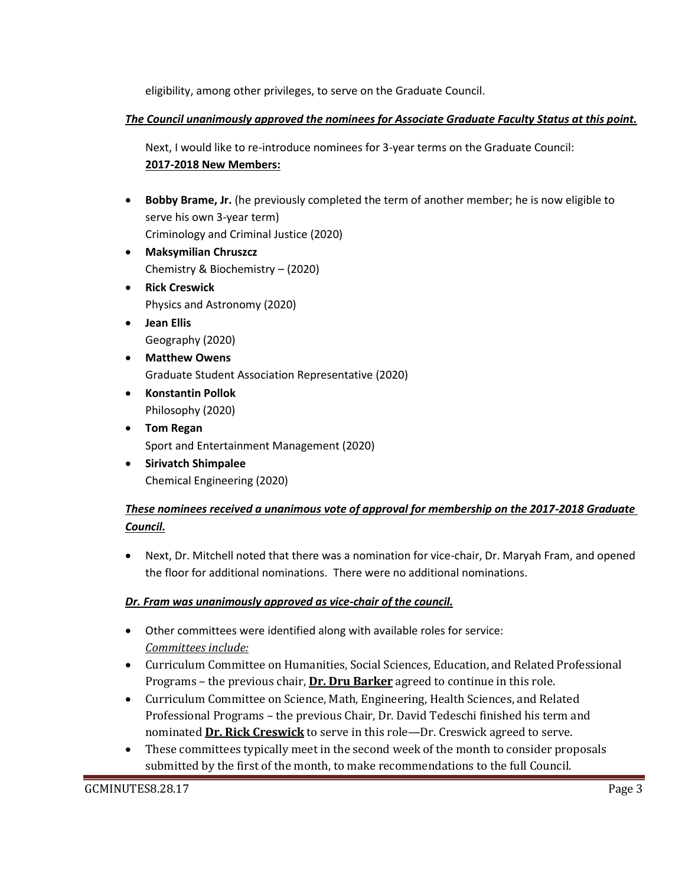eligibility, among other privileges, to serve on the Graduate Council.

***The Council unanimously approved the nominees for Associate Graduate Faculty Status at this point.***

Next, I would like to re-introduce nominees for 3-year terms on the Graduate Council:
**2017-2018 New Members:**

- **Bobby Brame, Jr.** (he previously completed the term of another member; he is now eligible to serve his own 3-year term)
  Criminology and Criminal Justice (2020)
- **Maksymilian Chruszcz**
  Chemistry & Biochemistry – (2020)
- **Rick Creswick**
  Physics and Astronomy (2020)
- **Jean Ellis**
  Geography (2020)
- **Matthew Owens**
  Graduate Student Association Representative (2020)
- **Konstantin Pollok**
  Philosophy (2020)
- **Tom Regan**
  Sport and Entertainment Management (2020)
- **Sirivatch Shimpalee**
  Chemical Engineering (2020)

***These nominees received a unanimous vote of approval for membership on the 2017-2018 Graduate Council.***

- Next, Dr. Mitchell noted that there was a nomination for vice-chair, Dr. Maryah Fram, and opened the floor for additional nominations. There were no additional nominations.

***Dr. Fram was unanimously approved as vice-chair of the council.***

- Other committees were identified along with available roles for service:
  *Committees include:*
- Curriculum Committee on Humanities, Social Sciences, Education, and Related Professional Programs – the previous chair, **Dr. Dru Barker** agreed to continue in this role.
- Curriculum Committee on Science, Math, Engineering, Health Sciences, and Related Professional Programs – the previous Chair, Dr. David Tedeschi finished his term and nominated **Dr. Rick Creswick** to serve in this role—Dr. Creswick agreed to serve.
- These committees typically meet in the second week of the month to consider proposals submitted by the first of the month, to make recommendations to the full Council.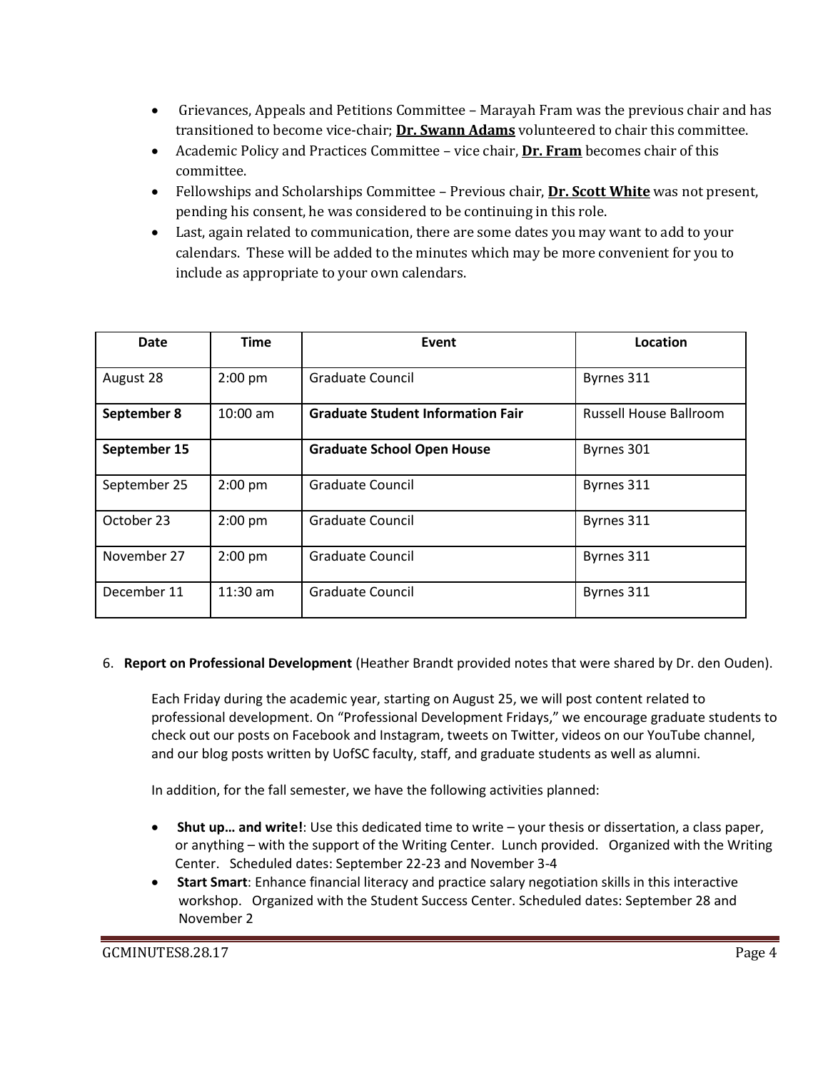- Grievances, Appeals and Petitions Committee – Marayah Fram was the previous chair and has transitioned to become vice-chair; **Dr. Swann Adams** volunteered to chair this committee.
- Academic Policy and Practices Committee – vice chair, **Dr. Fram** becomes chair of this committee.
- Fellowships and Scholarships Committee – Previous chair, **Dr. Scott White** was not present, pending his consent, he was considered to be continuing in this role.
- Last, again related to communication, there are some dates you may want to add to your calendars. These will be added to the minutes which may be more convenient for you to include as appropriate to your own calendars.

| Date | Time | Event | Location |
|---|---|---|---|
| August 28 | 2:00 pm | Graduate Council | Byrnes 311 |
| **September 8** | 10:00 am | **Graduate Student Information Fair** | Russell House Ballroom |
| **September 15** | | **Graduate School Open House** | Byrnes 301 |
| September 25 | 2:00 pm | Graduate Council | Byrnes 311 |
| October 23 | 2:00 pm | Graduate Council | Byrnes 311 |
| November 27 | 2:00 pm | Graduate Council | Byrnes 311 |
| December 11 | 11:30 am | Graduate Council | Byrnes 311 |

6. **Report on Professional Development** (Heather Brandt provided notes that were shared by Dr. den Ouden).

Each Friday during the academic year, starting on August 25, we will post content related to professional development. On "Professional Development Fridays," we encourage graduate students to check out our posts on Facebook and Instagram, tweets on Twitter, videos on our YouTube channel, and our blog posts written by UofSC faculty, staff, and graduate students as well as alumni.

In addition, for the fall semester, we have the following activities planned:

- **Shut up… and write!**: Use this dedicated time to write – your thesis or dissertation, a class paper, or anything – with the support of the Writing Center. Lunch provided. Organized with the Writing Center. Scheduled dates: September 22-23 and November 3-4
- **Start Smart**: Enhance financial literacy and practice salary negotiation skills in this interactive workshop. Organized with the Student Success Center. Scheduled dates: September 28 and November 2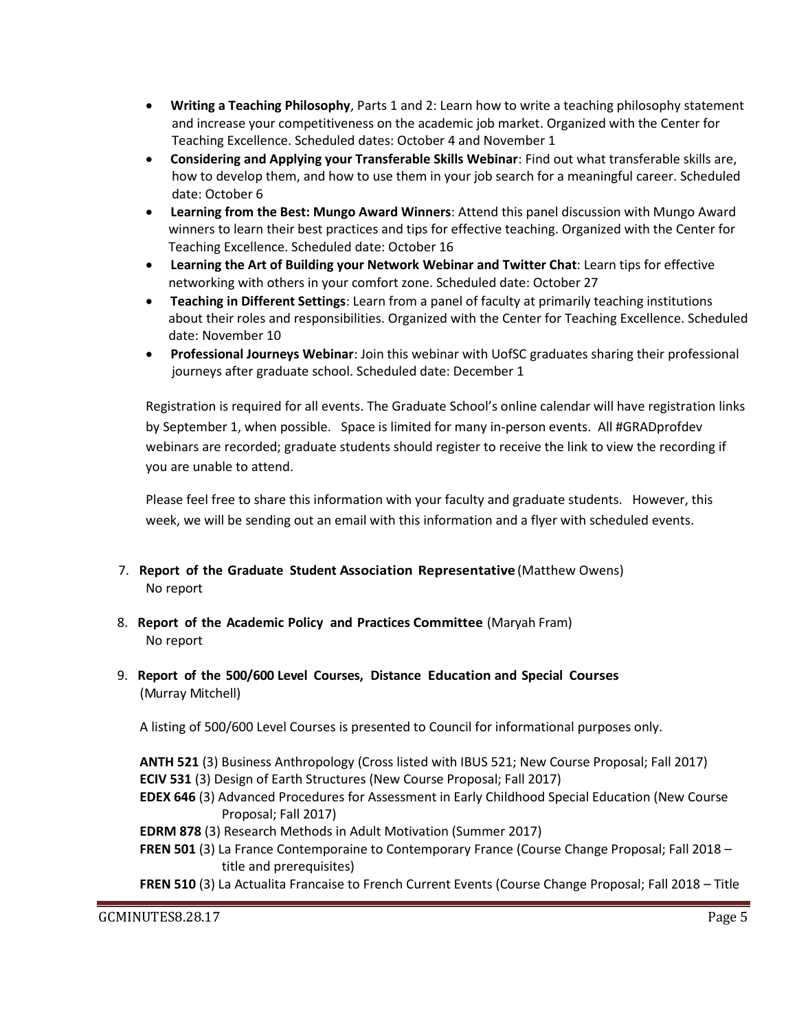- **Writing a Teaching Philosophy**, Parts 1 and 2: Learn how to write a teaching philosophy statement and increase your competitiveness on the academic job market. Organized with the Center for Teaching Excellence. Scheduled dates: October 4 and November 1
- **Considering and Applying your Transferable Skills Webinar**: Find out what transferable skills are, how to develop them, and how to use them in your job search for a meaningful career. Scheduled date: October 6
- **Learning from the Best: Mungo Award Winners**: Attend this panel discussion with Mungo Award winners to learn their best practices and tips for effective teaching. Organized with the Center for Teaching Excellence. Scheduled date: October 16
- **Learning the Art of Building your Network Webinar and Twitter Chat**: Learn tips for effective networking with others in your comfort zone. Scheduled date: October 27
- **Teaching in Different Settings**: Learn from a panel of faculty at primarily teaching institutions about their roles and responsibilities. Organized with the Center for Teaching Excellence. Scheduled date: November 10
- **Professional Journeys Webinar**: Join this webinar with UofSC graduates sharing their professional journeys after graduate school. Scheduled date: December 1

Registration is required for all events. The Graduate School's online calendar will have registration links by September 1, when possible. Space is limited for many in-person events. All #GRADprofdev webinars are recorded; graduate students should register to receive the link to view the recording if you are unable to attend.

Please feel free to share this information with your faculty and graduate students. However, this week, we will be sending out an email with this information and a flyer with scheduled events.

7. **Report of the Graduate Student Association Representative** (Matthew Owens)
   No report

8. **Report of the Academic Policy and Practices Committee** (Maryah Fram)
   No report

9. **Report of the 500/600 Level Courses, Distance Education and Special Courses** (Murray Mitchell)

   A listing of 500/600 Level Courses is presented to Council for informational purposes only.

   **ANTH 521** (3) Business Anthropology (Cross listed with IBUS 521; New Course Proposal; Fall 2017)
   **ECIV 531** (3) Design of Earth Structures (New Course Proposal; Fall 2017)
   **EDEX 646** (3) Advanced Procedures for Assessment in Early Childhood Special Education (New Course Proposal; Fall 2017)
   **EDRM 878** (3) Research Methods in Adult Motivation (Summer 2017)
   **FREN 501** (3) La France Contemporaine to Contemporary France (Course Change Proposal; Fall 2018 – title and prerequisites)
   **FREN 510** (3) La Actualita Francaise to French Current Events (Course Change Proposal; Fall 2018 – Title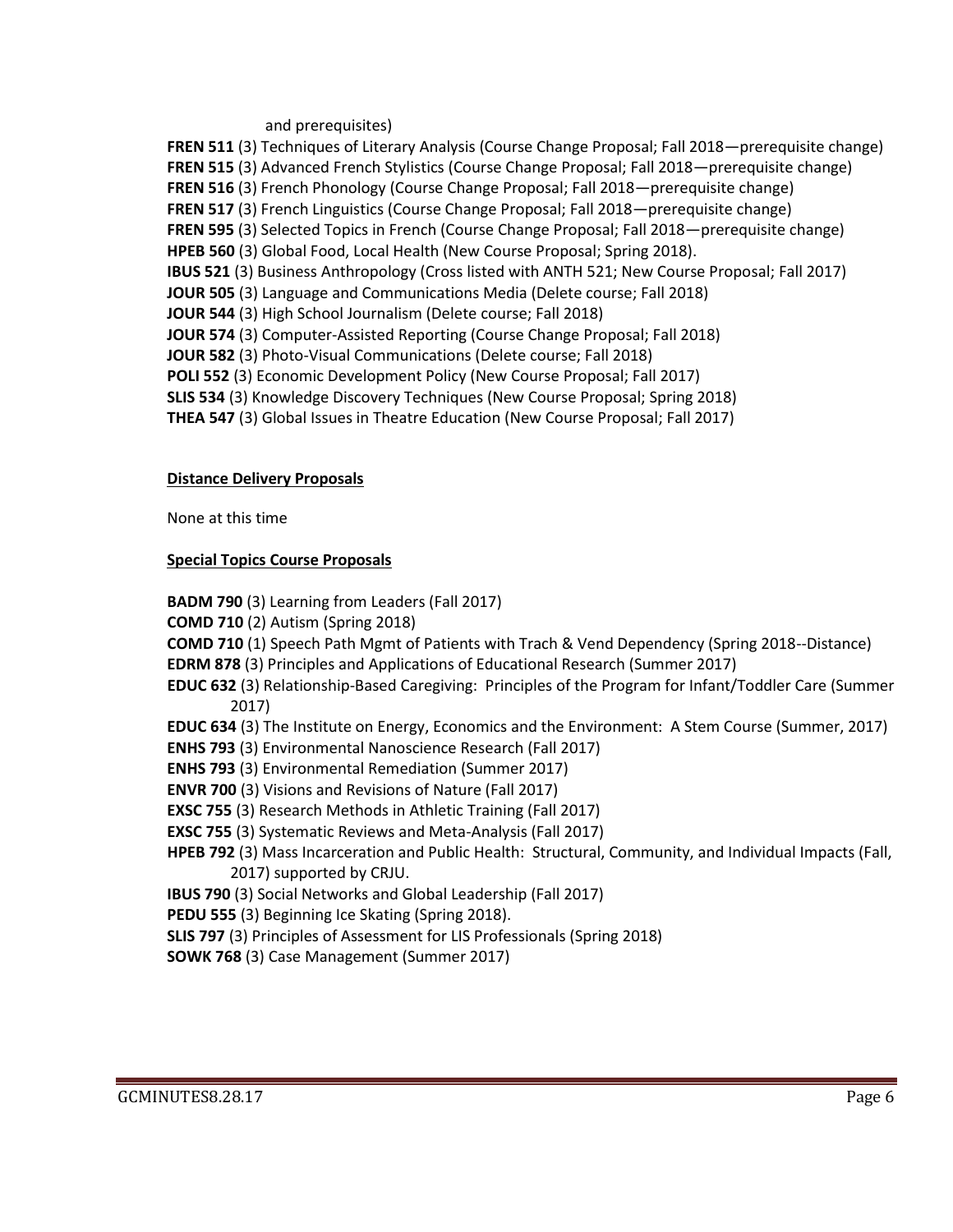and prerequisites)

**FREN 511** (3) Techniques of Literary Analysis (Course Change Proposal; Fall 2018—prerequisite change)
**FREN 515** (3) Advanced French Stylistics (Course Change Proposal; Fall 2018—prerequisite change)
**FREN 516** (3) French Phonology (Course Change Proposal; Fall 2018—prerequisite change)
**FREN 517** (3) French Linguistics (Course Change Proposal; Fall 2018—prerequisite change)
**FREN 595** (3) Selected Topics in French (Course Change Proposal; Fall 2018—prerequisite change)
**HPEB 560** (3) Global Food, Local Health (New Course Proposal; Spring 2018).
**IBUS 521** (3) Business Anthropology (Cross listed with ANTH 521; New Course Proposal; Fall 2017)
**JOUR 505** (3) Language and Communications Media (Delete course; Fall 2018)
**JOUR 544** (3) High School Journalism (Delete course; Fall 2018)
**JOUR 574** (3) Computer-Assisted Reporting (Course Change Proposal; Fall 2018)
**JOUR 582** (3) Photo-Visual Communications (Delete course; Fall 2018)
**POLI 552** (3) Economic Development Policy (New Course Proposal; Fall 2017)
**SLIS 534** (3) Knowledge Discovery Techniques (New Course Proposal; Spring 2018)
**THEA 547** (3) Global Issues in Theatre Education (New Course Proposal; Fall 2017)

**Distance Delivery Proposals**

None at this time

**Special Topics Course Proposals**

**BADM 790** (3) Learning from Leaders (Fall 2017)
**COMD 710** (2) Autism (Spring 2018)
**COMD 710** (1) Speech Path Mgmt of Patients with Trach & Vend Dependency (Spring 2018--Distance)
**EDRM 878** (3) Principles and Applications of Educational Research (Summer 2017)
**EDUC 632** (3) Relationship-Based Caregiving: Principles of the Program for Infant/Toddler Care (Summer 2017)
**EDUC 634** (3) The Institute on Energy, Economics and the Environment: A Stem Course (Summer, 2017)
**ENHS 793** (3) Environmental Nanoscience Research (Fall 2017)
**ENHS 793** (3) Environmental Remediation (Summer 2017)
**ENVR 700** (3) Visions and Revisions of Nature (Fall 2017)
**EXSC 755** (3) Research Methods in Athletic Training (Fall 2017)
**EXSC 755** (3) Systematic Reviews and Meta-Analysis (Fall 2017)
**HPEB 792** (3) Mass Incarceration and Public Health: Structural, Community, and Individual Impacts (Fall, 2017) supported by CRJU.
**IBUS 790** (3) Social Networks and Global Leadership (Fall 2017)
**PEDU 555** (3) Beginning Ice Skating (Spring 2018).
**SLIS 797** (3) Principles of Assessment for LIS Professionals (Spring 2018)
**SOWK 768** (3) Case Management (Summer 2017)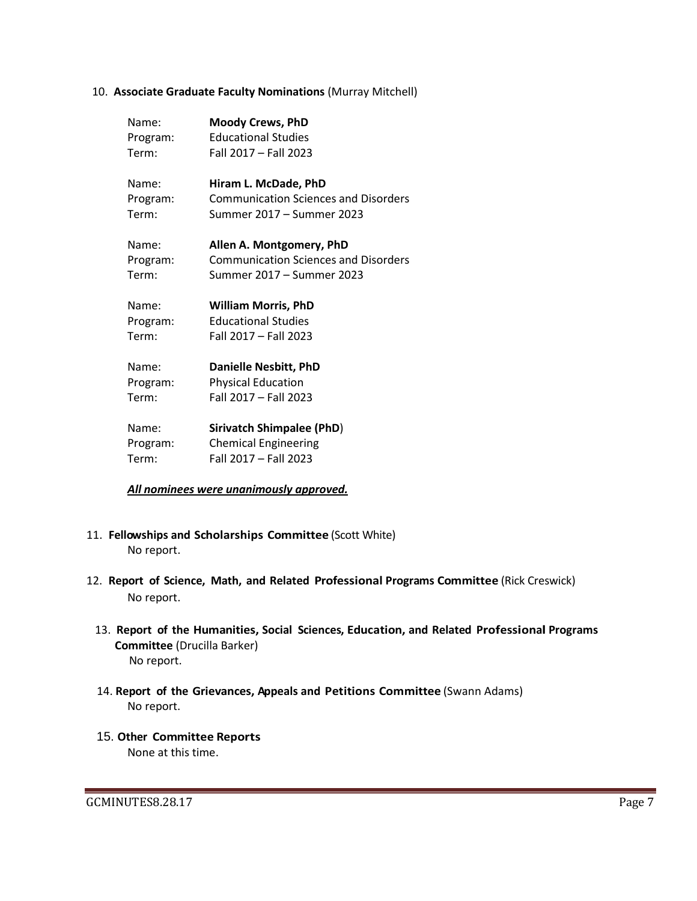10. **Associate Graduate Faculty Nominations** (Murray Mitchell)

| | |
|---|---|
| Name: | **Moody Crews, PhD** |
| Program: | Educational Studies |
| Term: | Fall 2017 – Fall 2023 |
| Name: | **Hiram L. McDade, PhD** |
| Program: | Communication Sciences and Disorders |
| Term: | Summer 2017 – Summer 2023 |
| Name: | **Allen A. Montgomery, PhD** |
| Program: | Communication Sciences and Disorders |
| Term: | Summer 2017 – Summer 2023 |
| Name: | **William Morris, PhD** |
| Program: | Educational Studies |
| Term: | Fall 2017 – Fall 2023 |
| Name: | **Danielle Nesbitt, PhD** |
| Program: | Physical Education |
| Term: | Fall 2017 – Fall 2023 |
| Name: | **Sirivatch Shimpalee (PhD**) |
| Program: | Chemical Engineering |
| Term: | Fall 2017 – Fall 2023 |

***All nominees were unanimously approved.***

11. **Fellowships and Scholarships Committee** (Scott White)
    No report.

12. **Report of Science, Math, and Related Professional Programs Committee** (Rick Creswick)
    No report.

13. **Report of the Humanities, Social Sciences, Education, and Related Professional Programs Committee** (Drucilla Barker)
    No report.

14. **Report of the Grievances, Appeals and Petitions Committee** (Swann Adams)
    No report.

15. **Other Committee Reports**
    None at this time.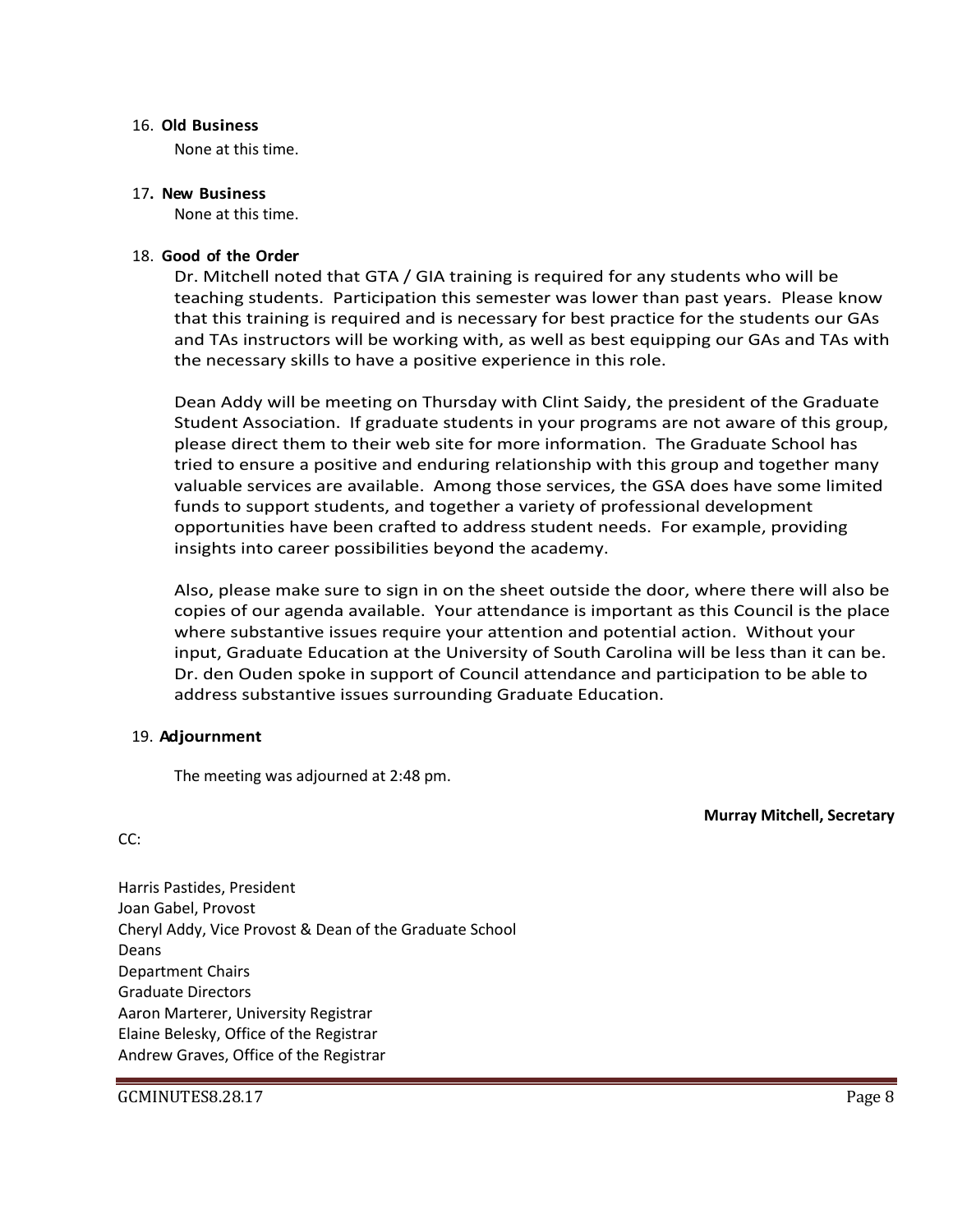16. **Old Business**

None at this time.

17. **New Business**

None at this time.

18. **Good of the Order**

Dr. Mitchell noted that GTA / GIA training is required for any students who will be teaching students. Participation this semester was lower than past years. Please know that this training is required and is necessary for best practice for the students our GAs and TAs instructors will be working with, as well as best equipping our GAs and TAs with the necessary skills to have a positive experience in this role.

Dean Addy will be meeting on Thursday with Clint Saidy, the president of the Graduate Student Association. If graduate students in your programs are not aware of this group, please direct them to their web site for more information. The Graduate School has tried to ensure a positive and enduring relationship with this group and together many valuable services are available. Among those services, the GSA does have some limited funds to support students, and together a variety of professional development opportunities have been crafted to address student needs. For example, providing insights into career possibilities beyond the academy.

Also, please make sure to sign in on the sheet outside the door, where there will also be copies of our agenda available. Your attendance is important as this Council is the place where substantive issues require your attention and potential action. Without your input, Graduate Education at the University of South Carolina will be less than it can be. Dr. den Ouden spoke in support of Council attendance and participation to be able to address substantive issues surrounding Graduate Education.

19. **Adjournment**

The meeting was adjourned at 2:48 pm.

**Murray Mitchell, Secretary**

CC:

Harris Pastides, President
Joan Gabel, Provost
Cheryl Addy, Vice Provost & Dean of the Graduate School
Deans
Department Chairs
Graduate Directors
Aaron Marterer, University Registrar
Elaine Belesky, Office of the Registrar
Andrew Graves, Office of the Registrar